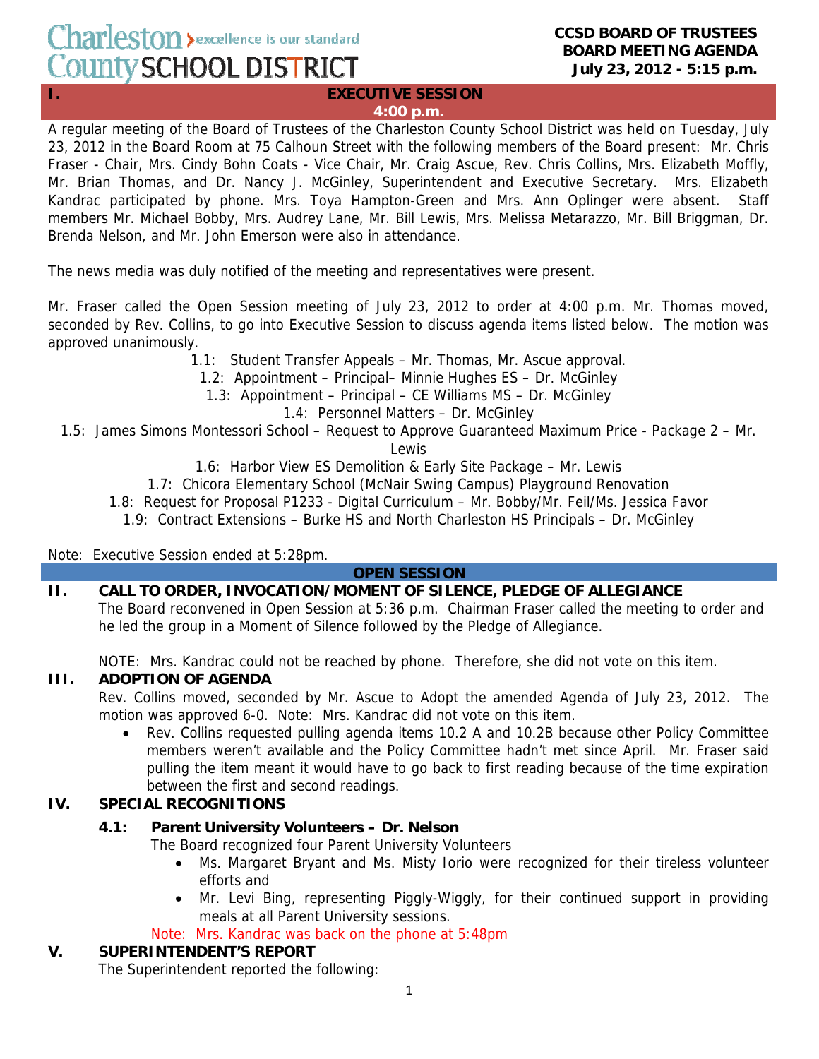Charleston County SCHOOL DISTRICT › excellence is our standard

**CCSD BOARD OF TRUSTEES**
**BOARD MEETING AGENDA**
**July 23, 2012 - 5:15 p.m.**

## I. EXECUTIVE SESSION
**4:00 p.m.**

A regular meeting of the Board of Trustees of the Charleston County School District was held on Tuesday, July 23, 2012 in the Board Room at 75 Calhoun Street with the following members of the Board present: Mr. Chris Fraser - Chair, Mrs. Cindy Bohn Coats - Vice Chair, Mr. Craig Ascue, Rev. Chris Collins, Mrs. Elizabeth Moffly, Mr. Brian Thomas, and Dr. Nancy J. McGinley, Superintendent and Executive Secretary. Mrs. Elizabeth Kandrac participated by phone. Mrs. Toya Hampton-Green and Mrs. Ann Oplinger were absent. Staff members Mr. Michael Bobby, Mrs. Audrey Lane, Mr. Bill Lewis, Mrs. Melissa Metarazzo, Mr. Bill Briggman, Dr. Brenda Nelson, and Mr. John Emerson were also in attendance.

The news media was duly notified of the meeting and representatives were present.

Mr. Fraser called the Open Session meeting of July 23, 2012 to order at 4:00 p.m. Mr. Thomas moved, seconded by Rev. Collins, to go into Executive Session to discuss agenda items listed below. The motion was approved unanimously.

1.1: Student Transfer Appeals – Mr. Thomas, Mr. Ascue approval.
1.2: Appointment – Principal– Minnie Hughes ES – Dr. McGinley
1.3: Appointment – Principal – CE Williams MS – Dr. McGinley
1.4: Personnel Matters – Dr. McGinley
1.5: James Simons Montessori School – Request to Approve Guaranteed Maximum Price - Package 2 – Mr. Lewis
1.6: Harbor View ES Demolition & Early Site Package – Mr. Lewis
1.7: Chicora Elementary School (McNair Swing Campus) Playground Renovation
1.8: Request for Proposal P1233 - Digital Curriculum – Mr. Bobby/Mr. Feil/Ms. Jessica Favor
1.9: Contract Extensions – Burke HS and North Charleston HS Principals – Dr. McGinley

Note: Executive Session ended at 5:28pm.

## OPEN SESSION

## II. CALL TO ORDER, INVOCATION/MOMENT OF SILENCE, PLEDGE OF ALLEGIANCE

The Board reconvened in Open Session at 5:36 p.m. Chairman Fraser called the meeting to order and he led the group in a Moment of Silence followed by the Pledge of Allegiance.

NOTE: Mrs. Kandrac could not be reached by phone. Therefore, she did not vote on this item.

## III. ADOPTION OF AGENDA

Rev. Collins moved, seconded by Mr. Ascue to Adopt the amended Agenda of July 23, 2012. The motion was approved 6-0. Note: Mrs. Kandrac did not vote on this item.

- Rev. Collins requested pulling agenda items 10.2 A and 10.2B because other Policy Committee members weren't available and the Policy Committee hadn't met since April. Mr. Fraser said pulling the item meant it would have to go back to first reading because of the time expiration between the first and second readings.

## IV. SPECIAL RECOGNITIONS

### 4.1: Parent University Volunteers – Dr. Nelson

The Board recognized four Parent University Volunteers

- Ms. Margaret Bryant and Ms. Misty Iorio were recognized for their tireless volunteer efforts and
- Mr. Levi Bing, representing Piggly-Wiggly, for their continued support in providing meals at all Parent University sessions.

Note: Mrs. Kandrac was back on the phone at 5:48pm

## V. SUPERINTENDENT'S REPORT

The Superintendent reported the following: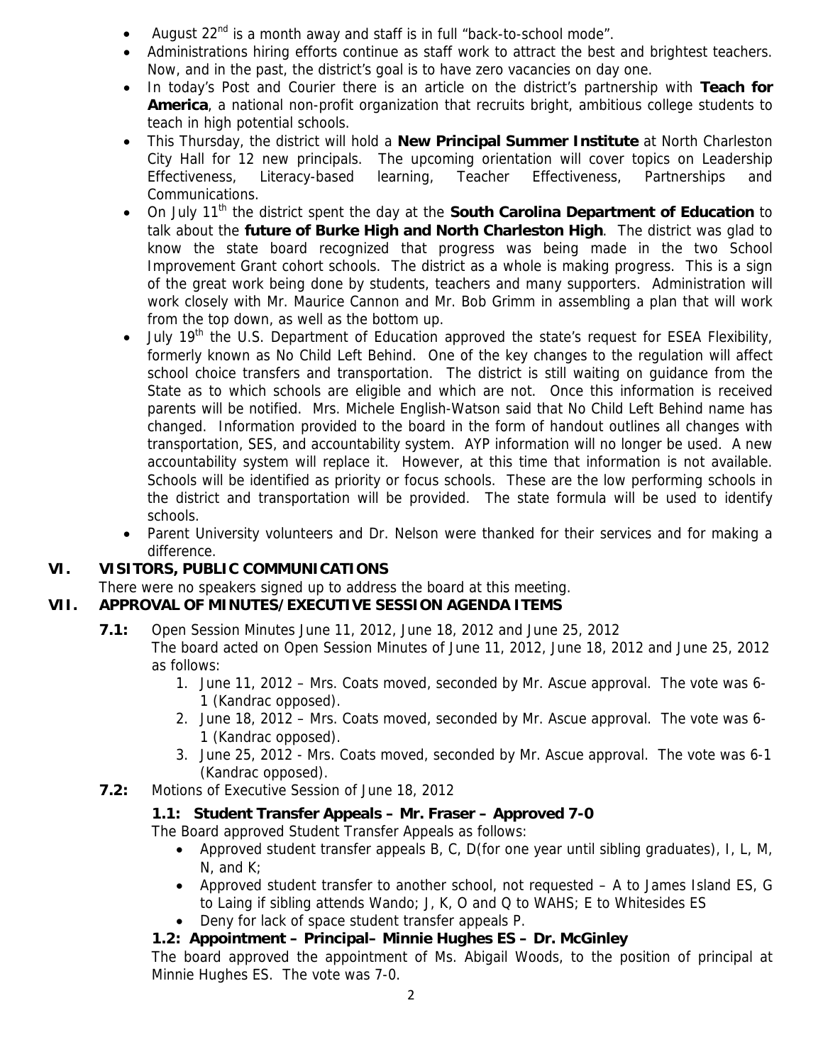- August 22nd is a month away and staff is in full "back-to-school mode".
- Administrations hiring efforts continue as staff work to attract the best and brightest teachers. Now, and in the past, the district's goal is to have zero vacancies on day one.
- In today's Post and Courier there is an article on the district's partnership with **Teach for America**, a national non-profit organization that recruits bright, ambitious college students to teach in high potential schools.
- This Thursday, the district will hold a **New Principal Summer Institute** at North Charleston City Hall for 12 new principals. The upcoming orientation will cover topics on Leadership Effectiveness, Literacy-based learning, Teacher Effectiveness, Partnerships and Communications.
- On July 11th the district spent the day at the **South Carolina Department of Education** to talk about the **future of Burke High and North Charleston High**. The district was glad to know the state board recognized that progress was being made in the two School Improvement Grant cohort schools. The district as a whole is making progress. This is a sign of the great work being done by students, teachers and many supporters. Administration will work closely with Mr. Maurice Cannon and Mr. Bob Grimm in assembling a plan that will work from the top down, as well as the bottom up.
- July 19th the U.S. Department of Education approved the state's request for ESEA Flexibility, formerly known as No Child Left Behind. One of the key changes to the regulation will affect school choice transfers and transportation. The district is still waiting on guidance from the State as to which schools are eligible and which are not. Once this information is received parents will be notified. Mrs. Michele English-Watson said that No Child Left Behind name has changed. Information provided to the board in the form of handout outlines all changes with transportation, SES, and accountability system. AYP information will no longer be used. A new accountability system will replace it. However, at this time that information is not available. Schools will be identified as priority or focus schools. These are the low performing schools in the district and transportation will be provided. The state formula will be used to identify schools.
- Parent University volunteers and Dr. Nelson were thanked for their services and for making a difference.

## VI. VISITORS, PUBLIC COMMUNICATIONS

There were no speakers signed up to address the board at this meeting.

## VII. APPROVAL OF MINUTES/EXECUTIVE SESSION AGENDA ITEMS

**7.1:** Open Session Minutes June 11, 2012, June 18, 2012 and June 25, 2012

The board acted on Open Session Minutes of June 11, 2012, June 18, 2012 and June 25, 2012 as follows:

1. June 11, 2012 – Mrs. Coats moved, seconded by Mr. Ascue approval. The vote was 6-1 (Kandrac opposed).
2. June 18, 2012 – Mrs. Coats moved, seconded by Mr. Ascue approval. The vote was 6-1 (Kandrac opposed).
3. June 25, 2012 - Mrs. Coats moved, seconded by Mr. Ascue approval. The vote was 6-1 (Kandrac opposed).

**7.2:** Motions of Executive Session of June 18, 2012

**1.1: Student Transfer Appeals – Mr. Fraser – Approved 7-0**

The Board approved Student Transfer Appeals as follows:

- Approved student transfer appeals B, C, D(for one year until sibling graduates), I, L, M, N, and K;
- Approved student transfer to another school, not requested – A to James Island ES, G to Laing if sibling attends Wando; J, K, O and Q to WAHS; E to Whitesides ES
- Deny for lack of space student transfer appeals P.

**1.2: Appointment – Principal– Minnie Hughes ES – Dr. McGinley**

The board approved the appointment of Ms. Abigail Woods, to the position of principal at Minnie Hughes ES. The vote was 7-0.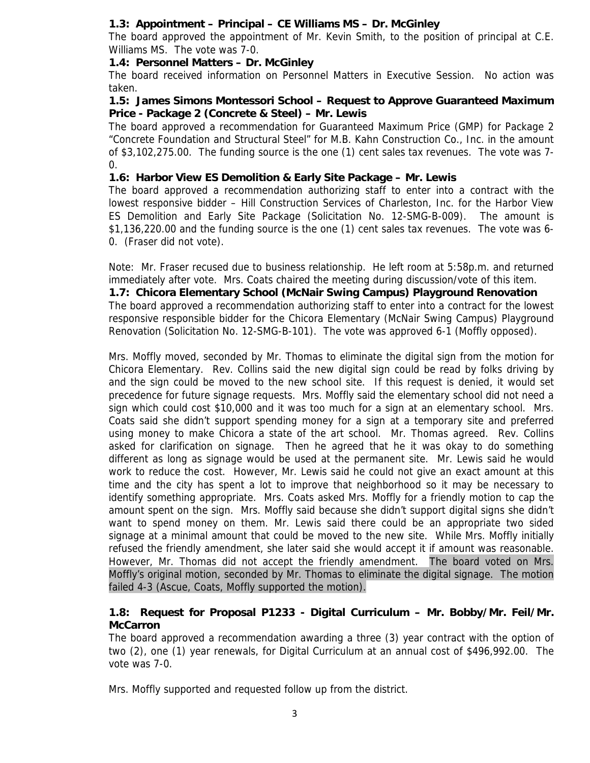**1.3: Appointment – Principal – CE Williams MS – Dr. McGinley**

The board approved the appointment of Mr. Kevin Smith, to the position of principal at C.E. Williams MS. The vote was 7-0.

**1.4: Personnel Matters – Dr. McGinley**

The board received information on Personnel Matters in Executive Session. No action was taken.

**1.5: James Simons Montessori School – Request to Approve Guaranteed Maximum Price - Package 2 (Concrete & Steel) – Mr. Lewis**

The board approved a recommendation for Guaranteed Maximum Price (GMP) for Package 2 "Concrete Foundation and Structural Steel" for M.B. Kahn Construction Co., Inc. in the amount of $3,102,275.00. The funding source is the one (1) cent sales tax revenues. The vote was 7-0.

**1.6: Harbor View ES Demolition & Early Site Package – Mr. Lewis**

The board approved a recommendation authorizing staff to enter into a contract with the lowest responsive bidder – Hill Construction Services of Charleston, Inc. for the Harbor View ES Demolition and Early Site Package (Solicitation No. 12-SMG-B-009). The amount is $1,136,220.00 and the funding source is the one (1) cent sales tax revenues. The vote was 6-0. (Fraser did not vote).

Note: Mr. Fraser recused due to business relationship. He left room at 5:58p.m. and returned immediately after vote. Mrs. Coats chaired the meeting during discussion/vote of this item.

**1.7: Chicora Elementary School (McNair Swing Campus) Playground Renovation**

The board approved a recommendation authorizing staff to enter into a contract for the lowest responsive responsible bidder for the Chicora Elementary (McNair Swing Campus) Playground Renovation (Solicitation No. 12-SMG-B-101). The vote was approved 6-1 (Moffly opposed).

Mrs. Moffly moved, seconded by Mr. Thomas to eliminate the digital sign from the motion for Chicora Elementary. Rev. Collins said the new digital sign could be read by folks driving by and the sign could be moved to the new school site. If this request is denied, it would set precedence for future signage requests. Mrs. Moffly said the elementary school did not need a sign which could cost $10,000 and it was too much for a sign at an elementary school. Mrs. Coats said she didn't support spending money for a sign at a temporary site and preferred using money to make Chicora a state of the art school. Mr. Thomas agreed. Rev. Collins asked for clarification on signage. Then he agreed that he it was okay to do something different as long as signage would be used at the permanent site. Mr. Lewis said he would work to reduce the cost. However, Mr. Lewis said he could not give an exact amount at this time and the city has spent a lot to improve that neighborhood so it may be necessary to identify something appropriate. Mrs. Coats asked Mrs. Moffly for a friendly motion to cap the amount spent on the sign. Mrs. Moffly said because she didn't support digital signs she didn't want to spend money on them. Mr. Lewis said there could be an appropriate two sided signage at a minimal amount that could be moved to the new site. While Mrs. Moffly initially refused the friendly amendment, she later said she would accept it if amount was reasonable. However, Mr. Thomas did not accept the friendly amendment. The board voted on Mrs. Moffly's original motion, seconded by Mr. Thomas to eliminate the digital signage. The motion failed 4-3 (Ascue, Coats, Moffly supported the motion).

**1.8: Request for Proposal P1233 - Digital Curriculum – Mr. Bobby/Mr. Feil/Mr. McCarron**

The board approved a recommendation awarding a three (3) year contract with the option of two (2), one (1) year renewals, for Digital Curriculum at an annual cost of $496,992.00. The vote was 7-0.

Mrs. Moffly supported and requested follow up from the district.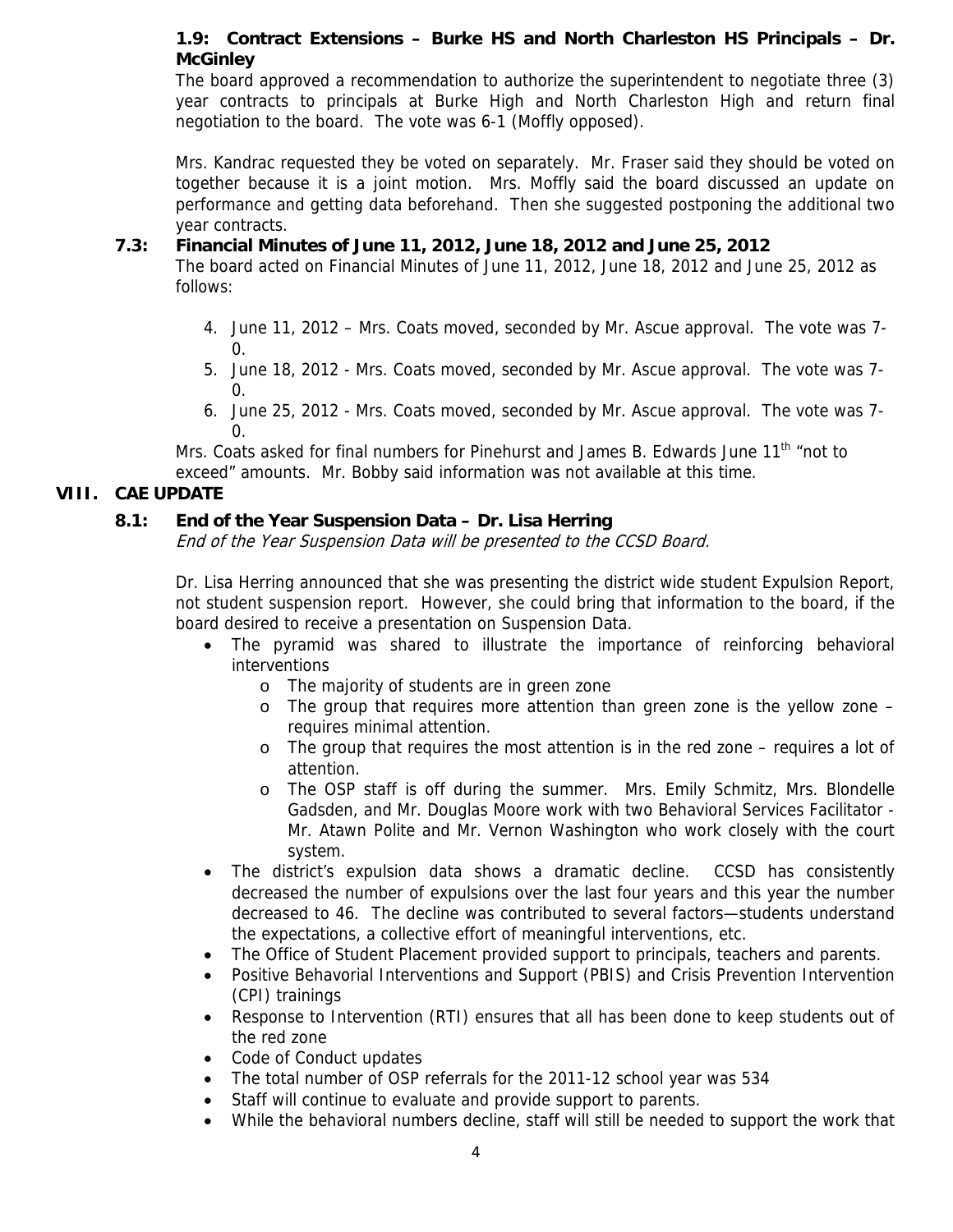### 1.9: Contract Extensions – Burke HS and North Charleston HS Principals – Dr. McGinley

The board approved a recommendation to authorize the superintendent to negotiate three (3) year contracts to principals at Burke High and North Charleston High and return final negotiation to the board. The vote was 6-1 (Moffly opposed).

Mrs. Kandrac requested they be voted on separately. Mr. Fraser said they should be voted on together because it is a joint motion. Mrs. Moffly said the board discussed an update on performance and getting data beforehand. Then she suggested postponing the additional two year contracts.

### 7.3: Financial Minutes of June 11, 2012, June 18, 2012 and June 25, 2012

The board acted on Financial Minutes of June 11, 2012, June 18, 2012 and June 25, 2012 as follows:

4. June 11, 2012 – Mrs. Coats moved, seconded by Mr. Ascue approval. The vote was 7-0.
5. June 18, 2012 - Mrs. Coats moved, seconded by Mr. Ascue approval. The vote was 7-0.
6. June 25, 2012 - Mrs. Coats moved, seconded by Mr. Ascue approval. The vote was 7-0.

Mrs. Coats asked for final numbers for Pinehurst and James B. Edwards June 11th "not to exceed" amounts. Mr. Bobby said information was not available at this time.

## VIII. CAE UPDATE

### 8.1: End of the Year Suspension Data – Dr. Lisa Herring

*End of the Year Suspension Data will be presented to the CCSD Board.*

Dr. Lisa Herring announced that she was presenting the district wide student Expulsion Report, not student suspension report. However, she could bring that information to the board, if the board desired to receive a presentation on Suspension Data.

- The pyramid was shared to illustrate the importance of reinforcing behavioral interventions
  - The majority of students are in green zone
  - The group that requires more attention than green zone is the yellow zone – requires minimal attention.
  - The group that requires the most attention is in the red zone – requires a lot of attention.
  - The OSP staff is off during the summer. Mrs. Emily Schmitz, Mrs. Blondelle Gadsden, and Mr. Douglas Moore work with two Behavioral Services Facilitator - Mr. Atawn Polite and Mr. Vernon Washington who work closely with the court system.
- The district's expulsion data shows a dramatic decline. CCSD has consistently decreased the number of expulsions over the last four years and this year the number decreased to 46. The decline was contributed to several factors—students understand the expectations, a collective effort of meaningful interventions, etc.
- The Office of Student Placement provided support to principals, teachers and parents.
- Positive Behavorial Interventions and Support (PBIS) and Crisis Prevention Intervention (CPI) trainings
- Response to Intervention (RTI) ensures that all has been done to keep students out of the red zone
- Code of Conduct updates
- The total number of OSP referrals for the 2011-12 school year was 534
- Staff will continue to evaluate and provide support to parents.
- While the behavioral numbers decline, staff will still be needed to support the work that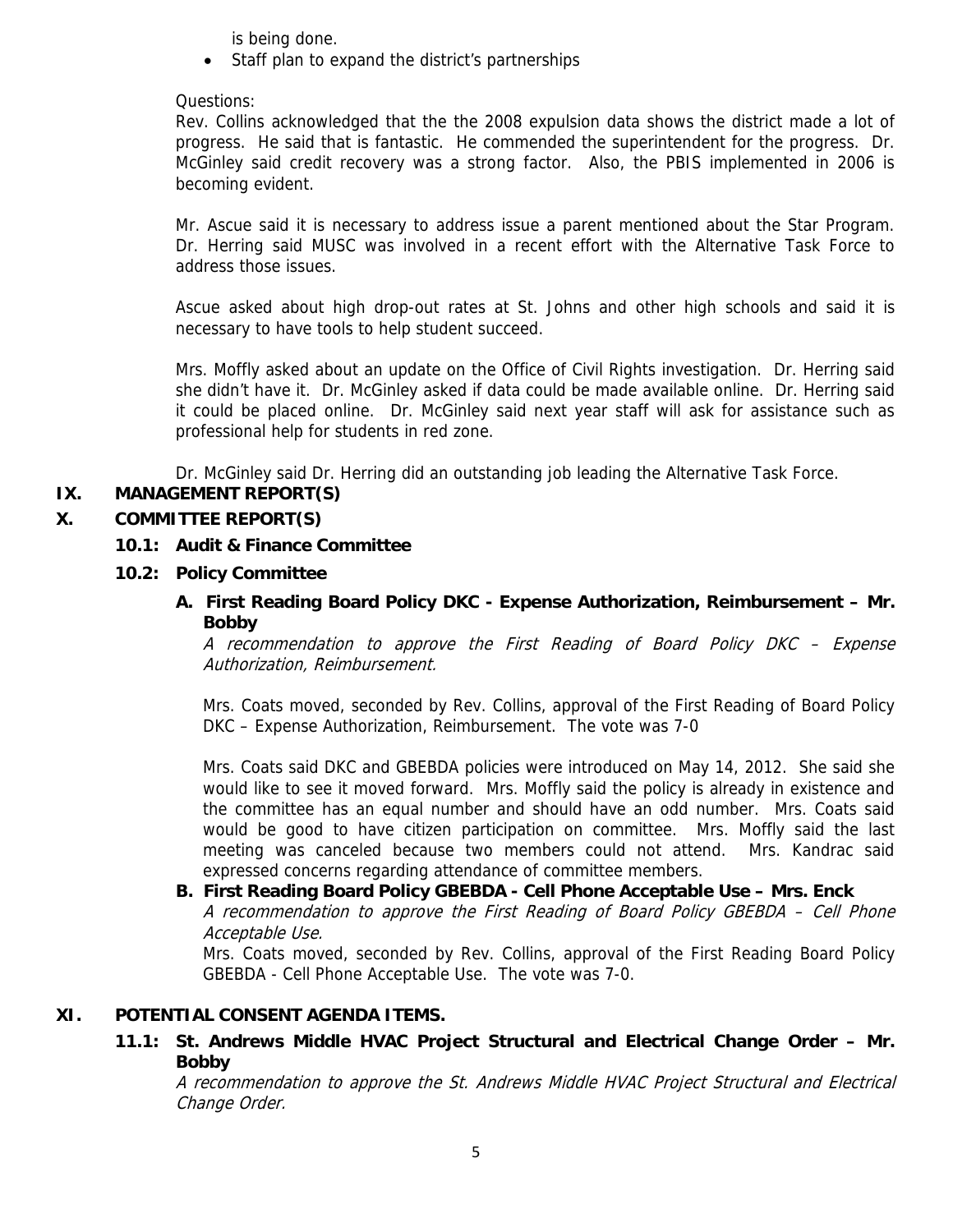is being done.

- Staff plan to expand the district's partnerships

Questions:

Rev. Collins acknowledged that the the 2008 expulsion data shows the district made a lot of progress. He said that is fantastic. He commended the superintendent for the progress. Dr. McGinley said credit recovery was a strong factor. Also, the PBIS implemented in 2006 is becoming evident.

Mr. Ascue said it is necessary to address issue a parent mentioned about the Star Program. Dr. Herring said MUSC was involved in a recent effort with the Alternative Task Force to address those issues.

Ascue asked about high drop-out rates at St. Johns and other high schools and said it is necessary to have tools to help student succeed.

Mrs. Moffly asked about an update on the Office of Civil Rights investigation. Dr. Herring said she didn't have it. Dr. McGinley asked if data could be made available online. Dr. Herring said it could be placed online. Dr. McGinley said next year staff will ask for assistance such as professional help for students in red zone.

Dr. McGinley said Dr. Herring did an outstanding job leading the Alternative Task Force.

## IX. MANAGEMENT REPORT(S)

## X. COMMITTEE REPORT(S)

### 10.1: Audit & Finance Committee

### 10.2: Policy Committee

**A. First Reading Board Policy DKC - Expense Authorization, Reimbursement – Mr. Bobby**

*A recommendation to approve the First Reading of Board Policy DKC – Expense Authorization, Reimbursement.*

Mrs. Coats moved, seconded by Rev. Collins, approval of the First Reading of Board Policy DKC – Expense Authorization, Reimbursement. The vote was 7-0

Mrs. Coats said DKC and GBEBDA policies were introduced on May 14, 2012. She said she would like to see it moved forward. Mrs. Moffly said the policy is already in existence and the committee has an equal number and should have an odd number. Mrs. Coats said would be good to have citizen participation on committee. Mrs. Moffly said the last meeting was canceled because two members could not attend. Mrs. Kandrac said expressed concerns regarding attendance of committee members.

**B. First Reading Board Policy GBEBDA - Cell Phone Acceptable Use – Mrs. Enck**

*A recommendation to approve the First Reading of Board Policy GBEBDA – Cell Phone Acceptable Use.*

Mrs. Coats moved, seconded by Rev. Collins, approval of the First Reading Board Policy GBEBDA - Cell Phone Acceptable Use. The vote was 7-0.

## XI. POTENTIAL CONSENT AGENDA ITEMS.

### 11.1: St. Andrews Middle HVAC Project Structural and Electrical Change Order – Mr. Bobby

*A recommendation to approve the St. Andrews Middle HVAC Project Structural and Electrical Change Order.*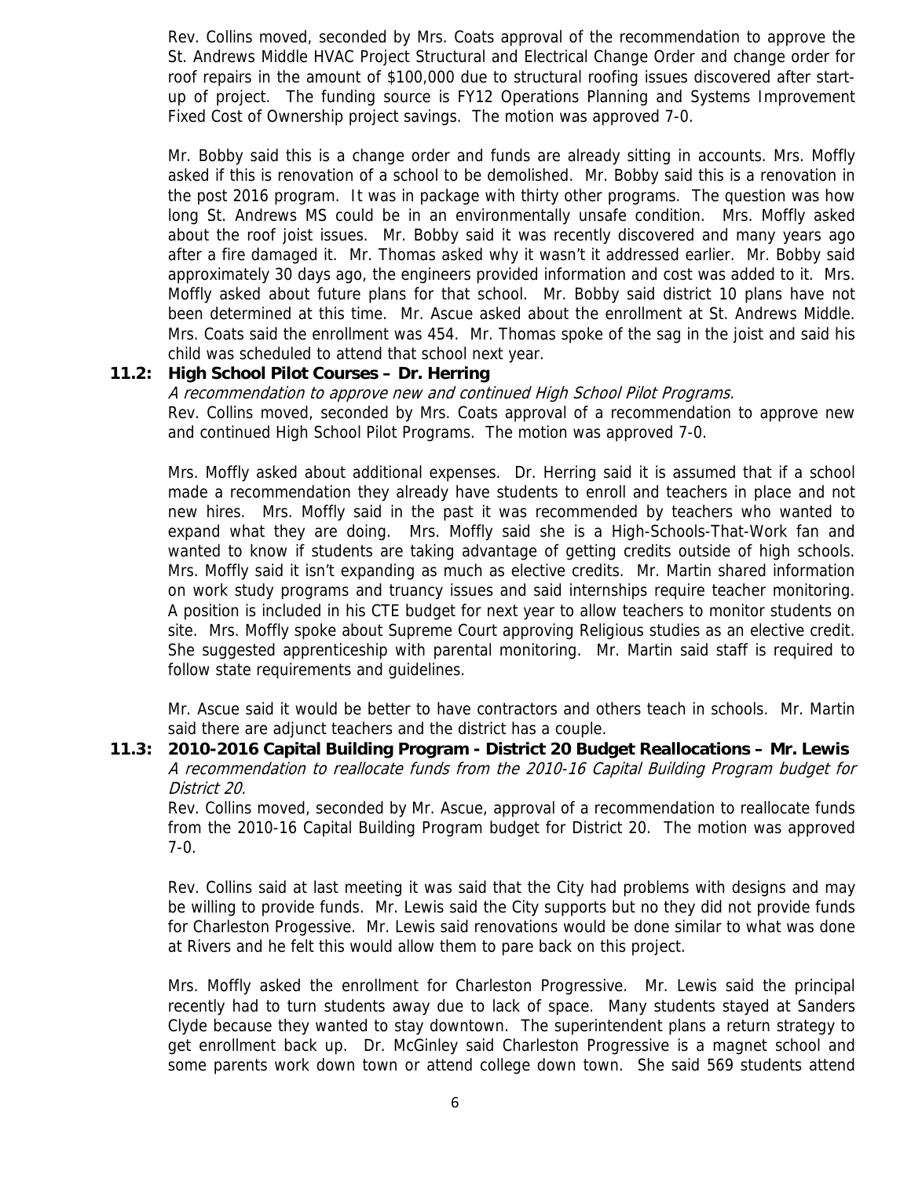Rev. Collins moved, seconded by Mrs. Coats approval of the recommendation to approve the St. Andrews Middle HVAC Project Structural and Electrical Change Order and change order for roof repairs in the amount of $100,000 due to structural roofing issues discovered after start-up of project. The funding source is FY12 Operations Planning and Systems Improvement Fixed Cost of Ownership project savings. The motion was approved 7-0.

Mr. Bobby said this is a change order and funds are already sitting in accounts. Mrs. Moffly asked if this is renovation of a school to be demolished. Mr. Bobby said this is a renovation in the post 2016 program. It was in package with thirty other programs. The question was how long St. Andrews MS could be in an environmentally unsafe condition. Mrs. Moffly asked about the roof joist issues. Mr. Bobby said it was recently discovered and many years ago after a fire damaged it. Mr. Thomas asked why it wasn't it addressed earlier. Mr. Bobby said approximately 30 days ago, the engineers provided information and cost was added to it. Mrs. Moffly asked about future plans for that school. Mr. Bobby said district 10 plans have not been determined at this time. Mr. Ascue asked about the enrollment at St. Andrews Middle. Mrs. Coats said the enrollment was 454. Mr. Thomas spoke of the sag in the joist and said his child was scheduled to attend that school next year.

**11.2: High School Pilot Courses – Dr. Herring**

*A recommendation to approve new and continued High School Pilot Programs.*

Rev. Collins moved, seconded by Mrs. Coats approval of a recommendation to approve new and continued High School Pilot Programs. The motion was approved 7-0.

Mrs. Moffly asked about additional expenses. Dr. Herring said it is assumed that if a school made a recommendation they already have students to enroll and teachers in place and not new hires. Mrs. Moffly said in the past it was recommended by teachers who wanted to expand what they are doing. Mrs. Moffly said she is a High-Schools-That-Work fan and wanted to know if students are taking advantage of getting credits outside of high schools. Mrs. Moffly said it isn't expanding as much as elective credits. Mr. Martin shared information on work study programs and truancy issues and said internships require teacher monitoring. A position is included in his CTE budget for next year to allow teachers to monitor students on site. Mrs. Moffly spoke about Supreme Court approving Religious studies as an elective credit. She suggested apprenticeship with parental monitoring. Mr. Martin said staff is required to follow state requirements and guidelines.

Mr. Ascue said it would be better to have contractors and others teach in schools. Mr. Martin said there are adjunct teachers and the district has a couple.

**11.3: 2010-2016 Capital Building Program - District 20 Budget Reallocations – Mr. Lewis**

*A recommendation to reallocate funds from the 2010-16 Capital Building Program budget for District 20.*

Rev. Collins moved, seconded by Mr. Ascue, approval of a recommendation to reallocate funds from the 2010-16 Capital Building Program budget for District 20. The motion was approved 7-0.

Rev. Collins said at last meeting it was said that the City had problems with designs and may be willing to provide funds. Mr. Lewis said the City supports but no they did not provide funds for Charleston Progessive. Mr. Lewis said renovations would be done similar to what was done at Rivers and he felt this would allow them to pare back on this project.

Mrs. Moffly asked the enrollment for Charleston Progressive. Mr. Lewis said the principal recently had to turn students away due to lack of space. Many students stayed at Sanders Clyde because they wanted to stay downtown. The superintendent plans a return strategy to get enrollment back up. Dr. McGinley said Charleston Progressive is a magnet school and some parents work down town or attend college down town. She said 569 students attend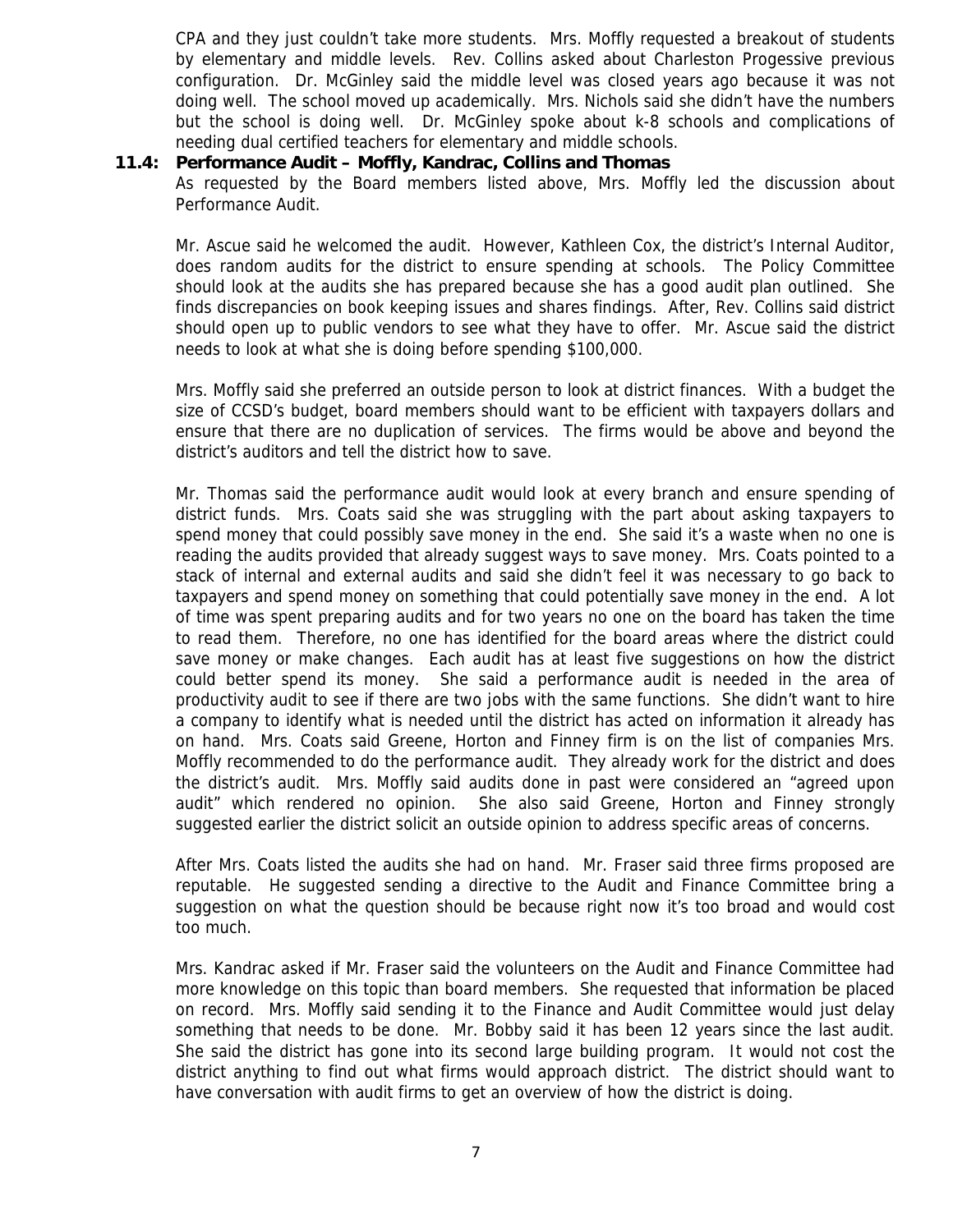CPA and they just couldn't take more students. Mrs. Moffly requested a breakout of students by elementary and middle levels. Rev. Collins asked about Charleston Progessive previous configuration. Dr. McGinley said the middle level was closed years ago because it was not doing well. The school moved up academically. Mrs. Nichols said she didn't have the numbers but the school is doing well. Dr. McGinley spoke about k-8 schools and complications of needing dual certified teachers for elementary and middle schools.

**11.4: Performance Audit – Moffly, Kandrac, Collins and Thomas**

As requested by the Board members listed above, Mrs. Moffly led the discussion about Performance Audit.

Mr. Ascue said he welcomed the audit. However, Kathleen Cox, the district's Internal Auditor, does random audits for the district to ensure spending at schools. The Policy Committee should look at the audits she has prepared because she has a good audit plan outlined. She finds discrepancies on book keeping issues and shares findings. After, Rev. Collins said district should open up to public vendors to see what they have to offer. Mr. Ascue said the district needs to look at what she is doing before spending $100,000.

Mrs. Moffly said she preferred an outside person to look at district finances. With a budget the size of CCSD's budget, board members should want to be efficient with taxpayers dollars and ensure that there are no duplication of services. The firms would be above and beyond the district's auditors and tell the district how to save.

Mr. Thomas said the performance audit would look at every branch and ensure spending of district funds. Mrs. Coats said she was struggling with the part about asking taxpayers to spend money that could possibly save money in the end. She said it's a waste when no one is reading the audits provided that already suggest ways to save money. Mrs. Coats pointed to a stack of internal and external audits and said she didn't feel it was necessary to go back to taxpayers and spend money on something that could potentially save money in the end. A lot of time was spent preparing audits and for two years no one on the board has taken the time to read them. Therefore, no one has identified for the board areas where the district could save money or make changes. Each audit has at least five suggestions on how the district could better spend its money. She said a performance audit is needed in the area of productivity audit to see if there are two jobs with the same functions. She didn't want to hire a company to identify what is needed until the district has acted on information it already has on hand. Mrs. Coats said Greene, Horton and Finney firm is on the list of companies Mrs. Moffly recommended to do the performance audit. They already work for the district and does the district's audit. Mrs. Moffly said audits done in past were considered an "agreed upon audit" which rendered no opinion. She also said Greene, Horton and Finney strongly suggested earlier the district solicit an outside opinion to address specific areas of concerns.

After Mrs. Coats listed the audits she had on hand. Mr. Fraser said three firms proposed are reputable. He suggested sending a directive to the Audit and Finance Committee bring a suggestion on what the question should be because right now it's too broad and would cost too much.

Mrs. Kandrac asked if Mr. Fraser said the volunteers on the Audit and Finance Committee had more knowledge on this topic than board members. She requested that information be placed on record. Mrs. Moffly said sending it to the Finance and Audit Committee would just delay something that needs to be done. Mr. Bobby said it has been 12 years since the last audit. She said the district has gone into its second large building program. It would not cost the district anything to find out what firms would approach district. The district should want to have conversation with audit firms to get an overview of how the district is doing.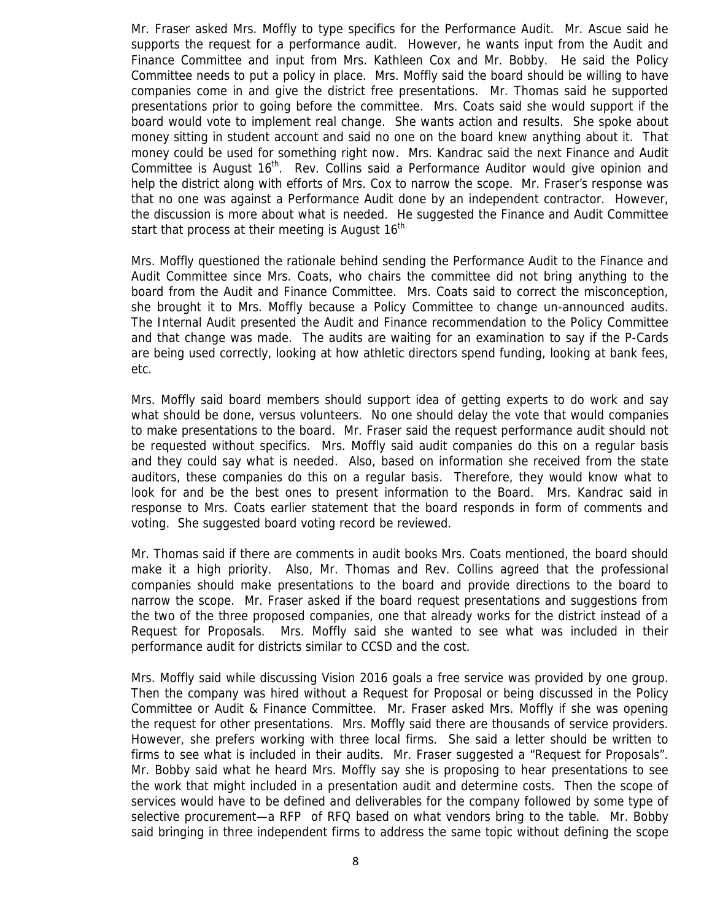Mr. Fraser asked Mrs. Moffly to type specifics for the Performance Audit. Mr. Ascue said he supports the request for a performance audit. However, he wants input from the Audit and Finance Committee and input from Mrs. Kathleen Cox and Mr. Bobby. He said the Policy Committee needs to put a policy in place. Mrs. Moffly said the board should be willing to have companies come in and give the district free presentations. Mr. Thomas said he supported presentations prior to going before the committee. Mrs. Coats said she would support if the board would vote to implement real change. She wants action and results. She spoke about money sitting in student account and said no one on the board knew anything about it. That money could be used for something right now. Mrs. Kandrac said the next Finance and Audit Committee is August 16th. Rev. Collins said a Performance Auditor would give opinion and help the district along with efforts of Mrs. Cox to narrow the scope. Mr. Fraser's response was that no one was against a Performance Audit done by an independent contractor. However, the discussion is more about what is needed. He suggested the Finance and Audit Committee start that process at their meeting is August 16th.

Mrs. Moffly questioned the rationale behind sending the Performance Audit to the Finance and Audit Committee since Mrs. Coats, who chairs the committee did not bring anything to the board from the Audit and Finance Committee. Mrs. Coats said to correct the misconception, she brought it to Mrs. Moffly because a Policy Committee to change un-announced audits. The Internal Audit presented the Audit and Finance recommendation to the Policy Committee and that change was made. The audits are waiting for an examination to say if the P-Cards are being used correctly, looking at how athletic directors spend funding, looking at bank fees, etc.

Mrs. Moffly said board members should support idea of getting experts to do work and say what should be done, versus volunteers. No one should delay the vote that would companies to make presentations to the board. Mr. Fraser said the request performance audit should not be requested without specifics. Mrs. Moffly said audit companies do this on a regular basis and they could say what is needed. Also, based on information she received from the state auditors, these companies do this on a regular basis. Therefore, they would know what to look for and be the best ones to present information to the Board. Mrs. Kandrac said in response to Mrs. Coats earlier statement that the board responds in form of comments and voting. She suggested board voting record be reviewed.

Mr. Thomas said if there are comments in audit books Mrs. Coats mentioned, the board should make it a high priority. Also, Mr. Thomas and Rev. Collins agreed that the professional companies should make presentations to the board and provide directions to the board to narrow the scope. Mr. Fraser asked if the board request presentations and suggestions from the two of the three proposed companies, one that already works for the district instead of a Request for Proposals. Mrs. Moffly said she wanted to see what was included in their performance audit for districts similar to CCSD and the cost.

Mrs. Moffly said while discussing Vision 2016 goals a free service was provided by one group. Then the company was hired without a Request for Proposal or being discussed in the Policy Committee or Audit & Finance Committee. Mr. Fraser asked Mrs. Moffly if she was opening the request for other presentations. Mrs. Moffly said there are thousands of service providers. However, she prefers working with three local firms. She said a letter should be written to firms to see what is included in their audits. Mr. Fraser suggested a "Request for Proposals". Mr. Bobby said what he heard Mrs. Moffly say she is proposing to hear presentations to see the work that might included in a presentation audit and determine costs. Then the scope of services would have to be defined and deliverables for the company followed by some type of selective procurement—a RFP of RFQ based on what vendors bring to the table. Mr. Bobby said bringing in three independent firms to address the same topic without defining the scope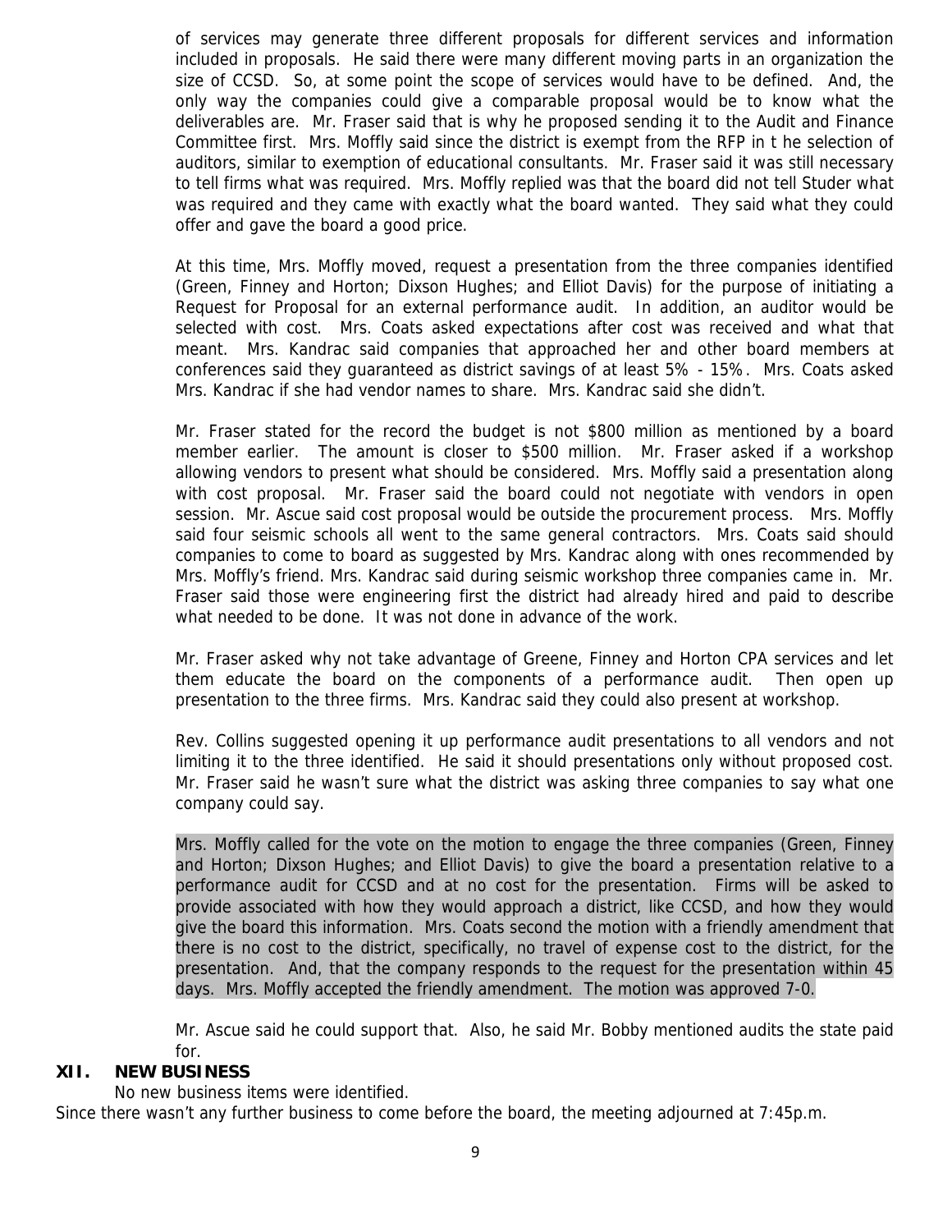of services may generate three different proposals for different services and information included in proposals. He said there were many different moving parts in an organization the size of CCSD. So, at some point the scope of services would have to be defined. And, the only way the companies could give a comparable proposal would be to know what the deliverables are. Mr. Fraser said that is why he proposed sending it to the Audit and Finance Committee first. Mrs. Moffly said since the district is exempt from the RFP in t he selection of auditors, similar to exemption of educational consultants. Mr. Fraser said it was still necessary to tell firms what was required. Mrs. Moffly replied was that the board did not tell Studer what was required and they came with exactly what the board wanted. They said what they could offer and gave the board a good price.

At this time, Mrs. Moffly moved, request a presentation from the three companies identified (Green, Finney and Horton; Dixson Hughes; and Elliot Davis) for the purpose of initiating a Request for Proposal for an external performance audit. In addition, an auditor would be selected with cost. Mrs. Coats asked expectations after cost was received and what that meant. Mrs. Kandrac said companies that approached her and other board members at conferences said they guaranteed as district savings of at least 5% - 15%. Mrs. Coats asked Mrs. Kandrac if she had vendor names to share. Mrs. Kandrac said she didn't.

Mr. Fraser stated for the record the budget is not $800 million as mentioned by a board member earlier. The amount is closer to $500 million. Mr. Fraser asked if a workshop allowing vendors to present what should be considered. Mrs. Moffly said a presentation along with cost proposal. Mr. Fraser said the board could not negotiate with vendors in open session. Mr. Ascue said cost proposal would be outside the procurement process. Mrs. Moffly said four seismic schools all went to the same general contractors. Mrs. Coats said should companies to come to board as suggested by Mrs. Kandrac along with ones recommended by Mrs. Moffly's friend. Mrs. Kandrac said during seismic workshop three companies came in. Mr. Fraser said those were engineering first the district had already hired and paid to describe what needed to be done. It was not done in advance of the work.

Mr. Fraser asked why not take advantage of Greene, Finney and Horton CPA services and let them educate the board on the components of a performance audit. Then open up presentation to the three firms. Mrs. Kandrac said they could also present at workshop.

Rev. Collins suggested opening it up performance audit presentations to all vendors and not limiting it to the three identified. He said it should presentations only without proposed cost. Mr. Fraser said he wasn't sure what the district was asking three companies to say what one company could say.

Mrs. Moffly called for the vote on the motion to engage the three companies (Green, Finney and Horton; Dixson Hughes; and Elliot Davis) to give the board a presentation relative to a performance audit for CCSD and at no cost for the presentation. Firms will be asked to provide associated with how they would approach a district, like CCSD, and how they would give the board this information. Mrs. Coats second the motion with a friendly amendment that there is no cost to the district, specifically, no travel of expense cost to the district, for the presentation. And, that the company responds to the request for the presentation within 45 days. Mrs. Moffly accepted the friendly amendment. The motion was approved 7-0.

Mr. Ascue said he could support that. Also, he said Mr. Bobby mentioned audits the state paid for.

## XII. NEW BUSINESS

No new business items were identified.

Since there wasn't any further business to come before the board, the meeting adjourned at 7:45p.m.